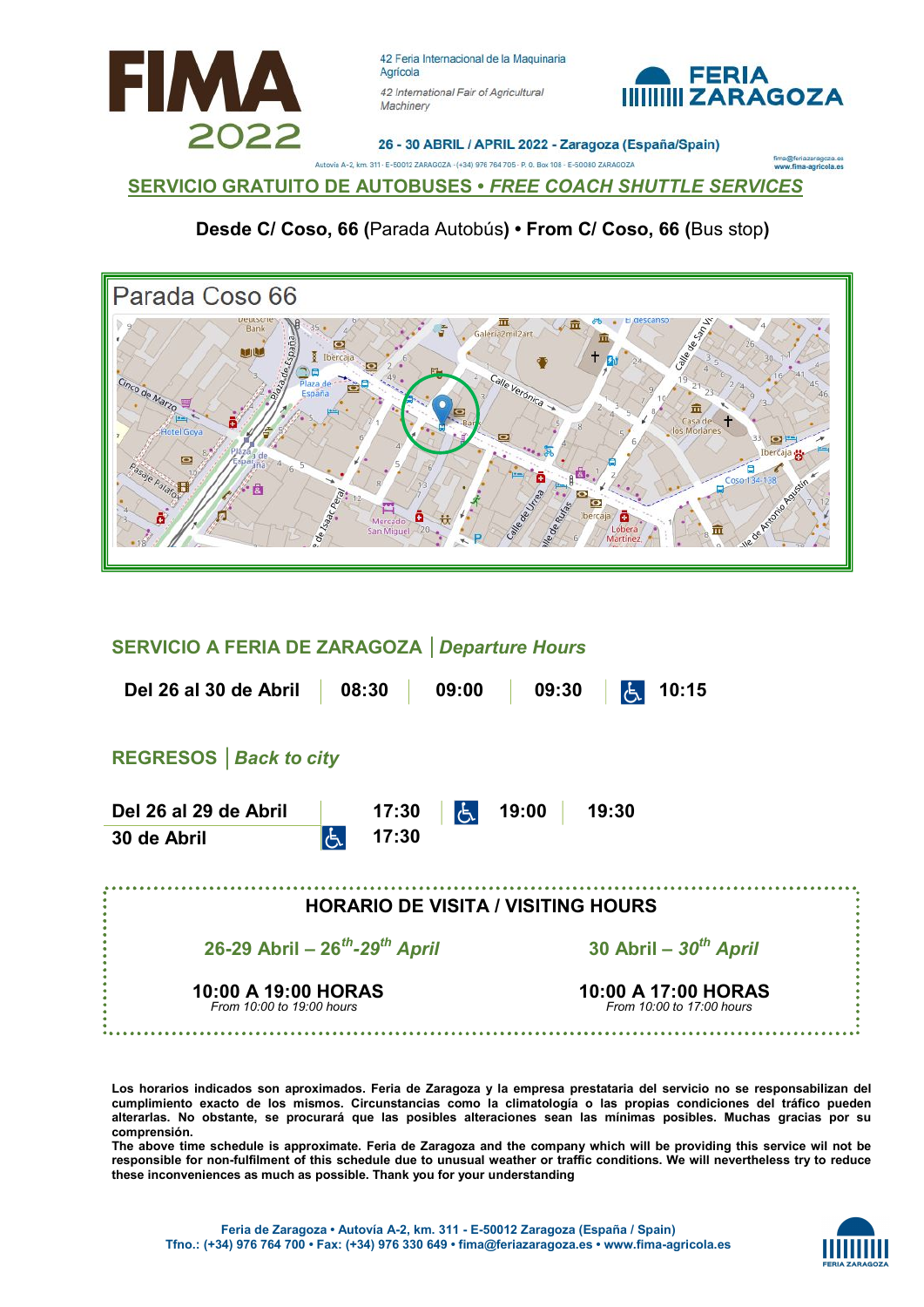# FIMA 2022

42 Feria Internacional de la Maquinaria Agrícola

*42 International Fair of Agricultural Machinery*

FERIA ZARAGOZA

**26 - 30 ABRIL / APRIL 2022 - Zaragoza (España/Spain)**

Autovía A-2, km. 311 · E-50012 ZARAGOZA · (+34) 976 764 705 · P. O. Box 108 · E-50080 ZARAGOZA

fima@feriazaragoza.es
www.fima-agricola.es

## SERVICIO GRATUITO DE AUTOBUSES • *FREE COACH SHUTTLE SERVICES*

**Desde C/ Coso, 66 (**Parada Autobús**) • From C/ Coso, 66 (**Bus stop**)**

Parada Coso 66

## SERVICIO A FERIA DE ZARAGOZA | *Departure Hours*

| | | | | |
|---|---|---|---|---|
| **Del 26 al 30 de Abril** | **08:30** | **09:00** | **09:30** | ♿ **10:15** |

## REGRESOS | *Back to city*

| | | | |
|---|---|---|---|
| **Del 26 al 29 de Abril** | **17:30** | ♿ **19:00** | **19:30** |
| **30 de Abril** | ♿ **17:30** | | |

### HORARIO DE VISITA / VISITING HOURS

| 26-29 Abril – *26th-29th April* | 30 Abril – *30th April* |
|---|---|
| **10:00 A 19:00 HORAS** *From 10:00 to 19:00 hours* | **10:00 A 17:00 HORAS** *From 10:00 to 17:00 hours* |

**Los horarios indicados son aproximados. Feria de Zaragoza y la empresa prestataria del servicio no se responsabilizan del cumplimiento exacto de los mismos. Circunstancias como la climatología o las propias condiciones del tráfico pueden alterarlas. No obstante, se procurará que las posibles alteraciones sean las mínimas posibles. Muchas gracias por su comprensión.**
**The above time schedule is approximate. Feria de Zaragoza and the company which will be providing this service wil not be responsible for non-fulfilment of this schedule due to unusual weather or traffic conditions. We will nevertheless try to reduce these inconveniences as much as possible. Thank you for your understanding**

**Feria de Zaragoza • Autovía A-2, km. 311 - E-50012 Zaragoza (España / Spain)**
**Tfno.: (+34) 976 764 700 • Fax: (+34) 976 330 649 • fima@feriazaragoza.es • www.fima-agricola.es**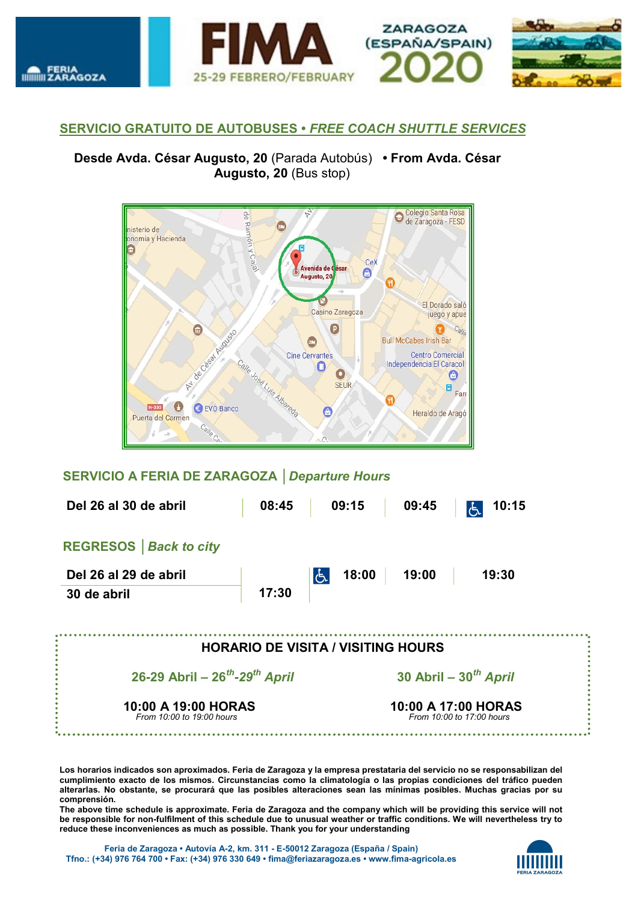FERIA ZARAGOZA

FIMA 25-29 FEBRERO/FEBRUARY

ZARAGOZA (ESPAÑA/SPAIN) 2020

## SERVICIO GRATUITO DE AUTOBUSES • *FREE COACH SHUTTLE SERVICES*

**Desde Avda. César Augusto, 20** (Parada Autobús) • **From Avda. César Augusto, 20** (Bus stop)

### SERVICIO A FERIA DE ZARAGOZA | *Departure Hours*

| | | | | |
|---|---|---|---|---|
| **Del 26 al 30 de abril** | **08:45** | **09:15** | **09:45** | ♿ **10:15** |

### REGRESOS | *Back to city*

| | | | | |
|---|---|---|---|---|
| **Del 26 al 29 de abril** | | ♿ **18:00** | **19:00** | **19:30** |
| **30 de abril** | **17:30** | | | |

### HORARIO DE VISITA / VISITING HOURS

| 26-29 Abril – 26th-29th April | 30 Abril – 30th April |
|---|---|
| **10:00 A 19:00 HORAS** *From 10:00 to 19:00 hours* | **10:00 A 17:00 HORAS** *From 10:00 to 17:00 hours* |

**Los horarios indicados son aproximados. Feria de Zaragoza y la empresa prestataria del servicio no se responsabilizan del cumplimiento exacto de los mismos. Circunstancias como la climatología o las propias condiciones del tráfico pueden alterarlas. No obstante, se procurará que las posibles alteraciones sean las mínimas posibles. Muchas gracias por su comprensión.**

**The above time schedule is approximate. Feria de Zaragoza and the company which will be providing this service will not be responsible for non-fulfilment of this schedule due to unusual weather or traffic conditions. We will nevertheless try to reduce these inconveniences as much as possible. Thank you for your understanding**

Feria de Zaragoza • Autovía A-2, km. 311 • E-50012 Zaragoza (España / Spain)
Tfno.: (+34) 976 764 700 • Fax: (+34) 976 330 649 • fima@feriazaragoza.es • www.fima-agricola.es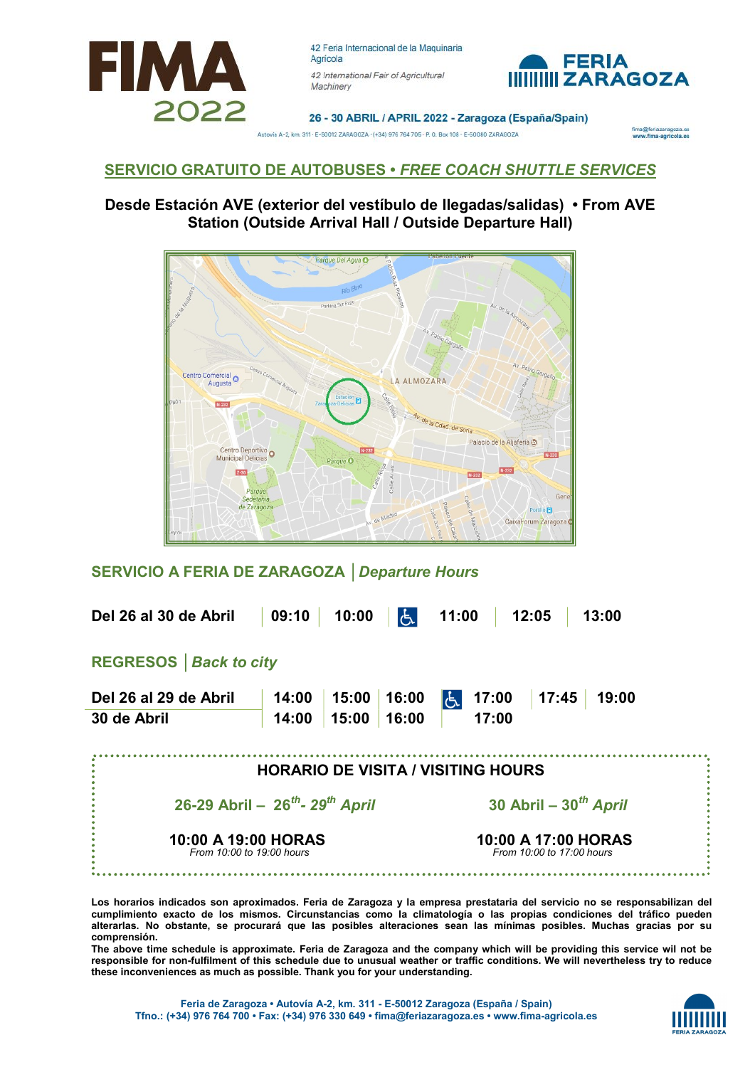FIMA 2022

42 Feria Internacional de la Maquinaria Agrícola

*42 International Fair of Agricultural Machinery*

FERIA ZARAGOZA

**26 - 30 ABRIL / APRIL 2022 - Zaragoza (España/Spain)**

Autovía A-2, km. 311 · E-50012 ZARAGOZA · (+34) 976 764 705 · P. O. Box 108 · E-50080 ZARAGOZA

fima@feriazaragoza.es
www.fima-agricola.es

## SERVICIO GRATUITO DE AUTOBUSES • *FREE COACH SHUTTLE SERVICES*

**Desde Estación AVE (exterior del vestíbulo de llegadas/salidas) • From AVE Station (Outside Arrival Hall / Outside Departure Hall)**

### SERVICIO A FERIA DE ZARAGOZA | *Departure Hours*

| | | | | | | |
|---|---|---|---|---|---|---|
| **Del 26 al 30 de Abril** | **09:10** | **10:00** | ♿ | **11:00** | **12:05** | **13:00** |

### REGRESOS | *Back to city*

| | | | | | | | |
|---|---|---|---|---|---|---|---|
| **Del 26 al 29 de Abril** | **14:00** | **15:00** | **16:00** | ♿ | **17:00** | **17:45** | **19:00** |
| **30 de Abril** | **14:00** | **15:00** | **16:00** | | **17:00** | | |

### HORARIO DE VISITA / VISITING HOURS

| 26-29 Abril – *$26^{th}$- $29^{th}$ April* | 30 Abril – *$30^{th}$ April* |
|---|---|
| **10:00 A 19:00 HORAS** *From 10:00 to 19:00 hours* | **10:00 A 17:00 HORAS** *From 10:00 to 17:00 hours* |

**Los horarios indicados son aproximados. Feria de Zaragoza y la empresa prestataria del servicio no se responsabilizan del cumplimiento exacto de los mismos. Circunstancias como la climatología o las propias condiciones del tráfico pueden alterarlas. No obstante, se procurará que las posibles alteraciones sean las mínimas posibles. Muchas gracias por su comprensión.**

**The above time schedule is approximate. Feria de Zaragoza and the company which will be providing this service wil not be responsible for non-fulfilment of this schedule due to unusual weather or traffic conditions. We will nevertheless try to reduce these inconveniences as much as possible. Thank you for your understanding.**

**Feria de Zaragoza • Autovía A-2, km. 311 - E-50012 Zaragoza (España / Spain)**
**Tfno.: (+34) 976 764 700 • Fax: (+34) 976 330 649 • fima@feriazaragoza.es • www.fima-agricola.es**